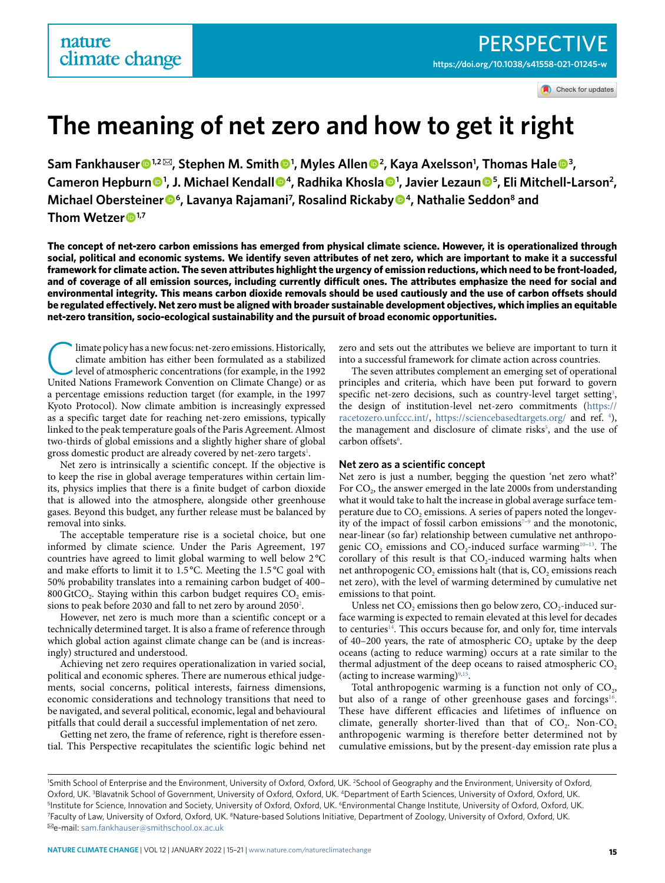PERSPECTIVE

https://doi.org/10.1038/s41558-021-01245-w

# The meaning of net zero and how to get it right

**Sam Fankhauser[1,2], Stephen M. Smith[1], Myles Allen[2], Kaya Axelsson[1], Thomas Hale[3], Cameron Hepburn[1], J. Michael Kendall[4], Radhika Khosla[1], Javier Lezaun[5], Eli Mitchell-Larson[2], Michael Obersteiner[6], Lavanya Rajamani[7], Rosalind Rickaby[4], Nathalie Seddon[8] and Thom Wetzer[1,7]**

**The concept of net-zero carbon emissions has emerged from physical climate science. However, it is operationalized through social, political and economic systems. We identify seven attributes of net zero, which are important to make it a successful framework for climate action. The seven attributes highlight the urgency of emission reductions, which need to be front-loaded, and of coverage of all emission sources, including currently difficult ones. The attributes emphasize the need for social and environmental integrity. This means carbon dioxide removals should be used cautiously and the use of carbon offsets should be regulated effectively. Net zero must be aligned with broader sustainable development objectives, which implies an equitable net-zero transition, socio-ecological sustainability and the pursuit of broad economic opportunities.**

Climate policy has a new focus: net-zero emissions. Historically, climate ambition has either been formulated as a stabilized level of atmospheric concentrations (for example, in the 1992 United Nations Framework Convention on Climate Change) or as a percentage emissions reduction target (for example, in the 1997 Kyoto Protocol). Now climate ambition is increasingly expressed as a specific target date for reaching net-zero emissions, typically linked to the peak temperature goals of the Paris Agreement. Almost two-thirds of global emissions and a slightly higher share of global gross domestic product are already covered by net-zero targets[1].

Net zero is intrinsically a scientific concept. If the objective is to keep the rise in global average temperatures within certain limits, physics implies that there is a finite budget of carbon dioxide that is allowed into the atmosphere, alongside other greenhouse gases. Beyond this budget, any further release must be balanced by removal into sinks.

The acceptable temperature rise is a societal choice, but one informed by climate science. Under the Paris Agreement, 197 countries have agreed to limit global warming to well below 2 °C and make efforts to limit it to 1.5 °C. Meeting the 1.5 °C goal with 50% probability translates into a remaining carbon budget of 400–800 $GtCO_2$. Staying within this carbon budget requires $CO_2$ emissions to peak before 2030 and fall to net zero by around 2050[2].

However, net zero is much more than a scientific concept or a technically determined target. It is also a frame of reference through which global action against climate change can be (and is increasingly) structured and understood.

Achieving net zero requires operationalization in varied social, political and economic spheres. There are numerous ethical judgements, social concerns, political interests, fairness dimensions, economic considerations and technology transitions that need to be navigated, and several political, economic, legal and behavioural pitfalls that could derail a successful implementation of net zero.

Getting net zero, the frame of reference, right is therefore essential. This Perspective recapitulates the scientific logic behind net zero and sets out the attributes we believe are important to turn it into a successful framework for climate action across countries.

The seven attributes complement an emerging set of operational principles and criteria, which have been put forward to govern specific net-zero decisions, such as country-level target setting[3], the design of institution-level net-zero commitments (https://racetozero.unfccc.int/, https://sciencebasedtargets.org/ and ref. [4]), the management and disclosure of climate risks[5], and the use of carbon offsets[6].

### Net zero as a scientific concept

Net zero is just a number, begging the question 'net zero what?' For $CO_2$, the answer emerged in the late 2000s from understanding what it would take to halt the increase in global average surface temperature due to $CO_2$ emissions. A series of papers noted the longevity of the impact of fossil carbon emissions[7–9] and the monotonic, near-linear (so far) relationship between cumulative net anthropogenic $CO_2$ emissions and $CO_2$-induced surface warming[10–13]. The corollary of this result is that $CO_2$-induced warming halts when net anthropogenic $CO_2$ emissions halt (that is, $CO_2$ emissions reach net zero), with the level of warming determined by cumulative net emissions to that point.

Unless net $CO_2$ emissions then go below zero, $CO_2$-induced surface warming is expected to remain elevated at this level for decades to centuries[14]. This occurs because for, and only for, time intervals of 40–200 years, the rate of atmospheric $CO_2$ uptake by the deep oceans (acting to reduce warming) occurs at a rate similar to the thermal adjustment of the deep oceans to raised atmospheric $CO_2$ (acting to increase warming)[9,15].

Total anthropogenic warming is a function not only of $CO_2$, but also of a range of other greenhouse gases and forcings[16]. These have different efficacies and lifetimes of influence on climate, generally shorter-lived than that of $CO_2$. Non-$CO_2$ anthropogenic warming is therefore better determined not by cumulative emissions, but by the present-day emission rate plus a

[1]Smith School of Enterprise and the Environment, University of Oxford, Oxford, UK. [2]School of Geography and the Environment, University of Oxford, Oxford, UK. [3]Blavatnik School of Government, University of Oxford, Oxford, UK. [4]Department of Earth Sciences, University of Oxford, Oxford, UK. [5]Institute for Science, Innovation and Society, University of Oxford, Oxford, UK. [6]Environmental Change Institute, University of Oxford, Oxford, UK. [7]Faculty of Law, University of Oxford, Oxford, UK. [8]Nature-based Solutions Initiative, Department of Zoology, University of Oxford, Oxford, UK. e-mail: sam.fankhauser@smithschool.ox.ac.uk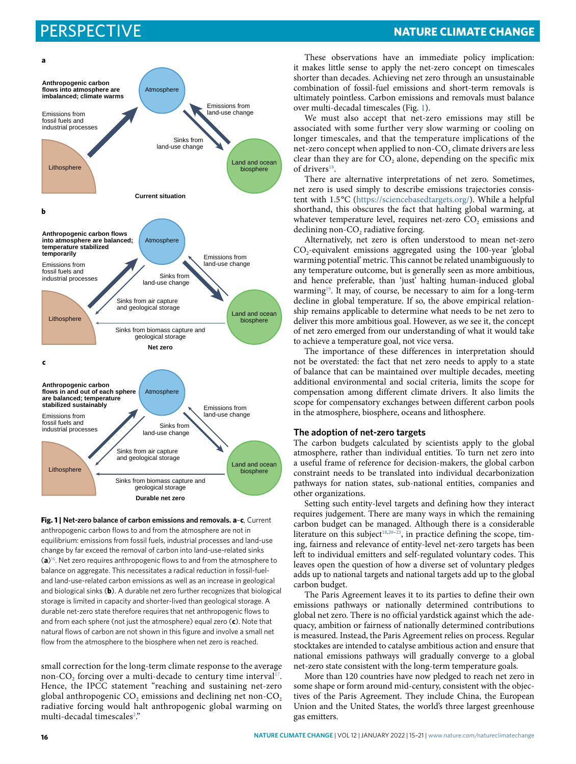**a**

**Anthropogenic carbon flows into atmosphere are imbalanced; climate warms**

Emissions from fossil fuels and industrial processes

Atmosphere

Emissions from land-use change

Sinks from land-use change

Lithosphere

Land and ocean biosphere

**Current situation**

**b**

**Anthropogenic carbon flows into atmosphere are balanced; temperature stabilized temporarily**

Emissions from fossil fuels and industrial processes

Atmosphere

Emissions from land-use change

Sinks from land-use change

Sinks from air capture and geological storage

Lithosphere

Land and ocean biosphere

Sinks from biomass capture and geological storage

**Net zero**

**c**

**Anthropogenic carbon flows in and out of each sphere are balanced; temperature stabilized sustainably**

Emissions from fossil fuels and industrial processes

Atmosphere

Emissions from land-use change

Sinks from land-use change

Sinks from air capture and geological storage

Lithosphere

Land and ocean biosphere

Sinks from biomass capture and geological storage

**Durable net zero**

**Fig. 1 | Net-zero balance of carbon emissions and removals. a–c**, Current anthropogenic carbon flows to and from the atmosphere are not in equilibrium: emissions from fossil fuels, industrial processes and land-use change by far exceed the removal of carbon into land-use-related sinks (**a**)[16]. Net zero requires anthropogenic flows to and from the atmosphere to balance on aggregate. This necessitates a radical reduction in fossil-fuel- and land-use-related carbon emissions as well as an increase in geological and biological sinks (**b**). A durable net zero further recognizes that biological storage is limited in capacity and shorter-lived than geological storage. A durable net-zero state therefore requires that net anthropogenic flows to and from each sphere (not just the atmosphere) equal zero (**c**). Note that natural flows of carbon are not shown in this figure and involve a small net flow from the atmosphere to the biosphere when net zero is reached.

small correction for the long-term climate response to the average non-$CO_2$ forcing over a multi-decade to century time interval[17]. Hence, the IPCC statement "reaching and sustaining net-zero global anthropogenic $CO_2$ emissions and declining net non-$CO_2$ radiative forcing would halt anthropogenic global warming on multi-decadal timescales[2]."

These observations have an immediate policy implication: it makes little sense to apply the net-zero concept on timescales shorter than decades. Achieving net zero through an unsustainable combination of fossil-fuel emissions and short-term removals is ultimately pointless. Carbon emissions and removals must balance over multi-decadal timescales (Fig. 1).

We must also accept that net-zero emissions may still be associated with some further very slow warming or cooling on longer timescales, and that the temperature implications of the net-zero concept when applied to non-$CO_2$ climate drivers are less clear than they are for $CO_2$ alone, depending on the specific mix of drivers[18].

There are alternative interpretations of net zero. Sometimes, net zero is used simply to describe emissions trajectories consistent with 1.5 °C (https://sciencebasedtargets.org/). While a helpful shorthand, this obscures the fact that halting global warming, at whatever temperature level, requires net-zero $CO_2$ emissions and declining non-$CO_2$ radiative forcing.

Alternatively, net zero is often understood to mean net-zero $CO_2$-equivalent emissions aggregated using the 100-year 'global warming potential' metric. This cannot be related unambiguously to any temperature outcome, but is generally seen as more ambitious, and hence preferable, than 'just' halting human-induced global warming[19]. It may, of course, be necessary to aim for a long-term decline in global temperature. If so, the above empirical relationship remains applicable to determine what needs to be net zero to deliver this more ambitious goal. However, as we see it, the concept of net zero emerged from our understanding of what it would take to achieve a temperature goal, not vice versa.

The importance of these differences in interpretation should not be overstated: the fact that net zero needs to apply to a state of balance that can be maintained over multiple decades, meeting additional environmental and social criteria, limits the scope for compensation among different climate drivers. It also limits the scope for compensatory exchanges between different carbon pools in the atmosphere, biosphere, oceans and lithosphere.

## The adoption of net-zero targets

The carbon budgets calculated by scientists apply to the global atmosphere, rather than individual entities. To turn net zero into a useful frame of reference for decision-makers, the global carbon constraint needs to be translated into individual decarbonization pathways for nation states, sub-national entities, companies and other organizations.

Setting such entity-level targets and defining how they interact requires judgement. There are many ways in which the remaining carbon budget can be managed. Although there is a considerable literature on this subject[18,20–23], in practice defining the scope, timing, fairness and relevance of entity-level net-zero targets has been left to individual emitters and self-regulated voluntary codes. This leaves open the question of how a diverse set of voluntary pledges adds up to national targets and national targets add up to the global carbon budget.

The Paris Agreement leaves it to its parties to define their own emissions pathways or nationally determined contributions to global net zero. There is no official yardstick against which the adequacy, ambition or fairness of nationally determined contributions is measured. Instead, the Paris Agreement relies on process. Regular stocktakes are intended to catalyse ambitious action and ensure that national emissions pathways will gradually converge to a global net-zero state consistent with the long-term temperature goals.

More than 120 countries have now pledged to reach net zero in some shape or form around mid-century, consistent with the objectives of the Paris Agreement. They include China, the European Union and the United States, the world's three largest greenhouse gas emitters.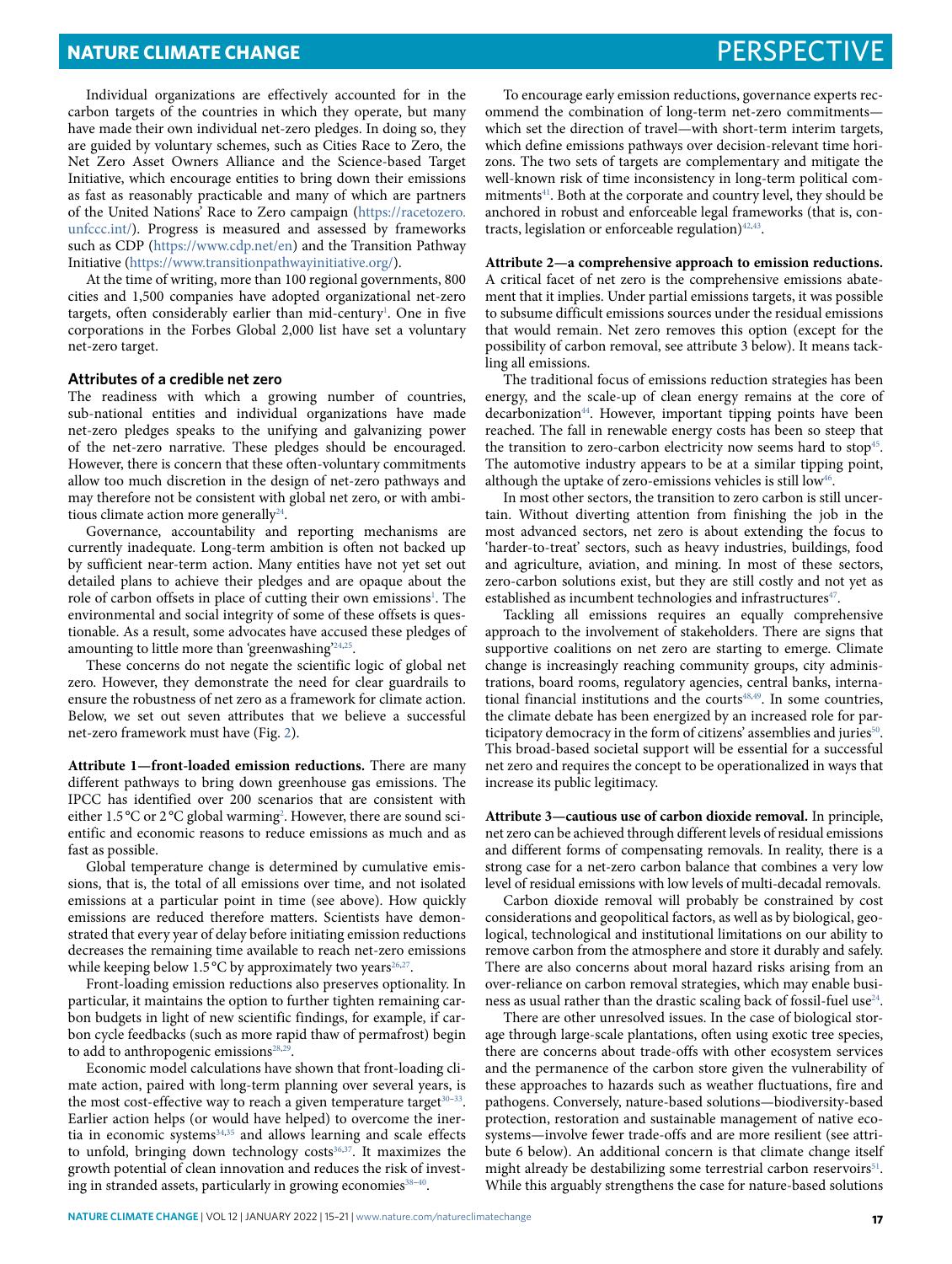Individual organizations are effectively accounted for in the carbon targets of the countries in which they operate, but many have made their own individual net-zero pledges. In doing so, they are guided by voluntary schemes, such as Cities Race to Zero, the Net Zero Asset Owners Alliance and the Science-based Target Initiative, which encourage entities to bring down their emissions as fast as reasonably practicable and many of which are partners of the United Nations' Race to Zero campaign (https://racetozero.unfccc.int/). Progress is measured and assessed by frameworks such as CDP (https://www.cdp.net/en) and the Transition Pathway Initiative (https://www.transitionpathwayinitiative.org/).

At the time of writing, more than 100 regional governments, 800 cities and 1,500 companies have adopted organizational net-zero targets, often considerably earlier than mid-century[1]. One in five corporations in the Forbes Global 2,000 list have set a voluntary net-zero target.

### Attributes of a credible net zero

The readiness with which a growing number of countries, sub-national entities and individual organizations have made net-zero pledges speaks to the unifying and galvanizing power of the net-zero narrative. These pledges should be encouraged. However, there is concern that these often-voluntary commitments allow too much discretion in the design of net-zero pathways and may therefore not be consistent with global net zero, or with ambitious climate action more generally[24].

Governance, accountability and reporting mechanisms are currently inadequate. Long-term ambition is often not backed up by sufficient near-term action. Many entities have not yet set out detailed plans to achieve their pledges and are opaque about the role of carbon offsets in place of cutting their own emissions[1]. The environmental and social integrity of some of these offsets is questionable. As a result, some advocates have accused these pledges of amounting to little more than 'greenwashing'[24,25].

These concerns do not negate the scientific logic of global net zero. However, they demonstrate the need for clear guardrails to ensure the robustness of net zero as a framework for climate action. Below, we set out seven attributes that we believe a successful net-zero framework must have (Fig. 2).

**Attribute 1—front-loaded emission reductions.** There are many different pathways to bring down greenhouse gas emissions. The IPCC has identified over 200 scenarios that are consistent with either 1.5 °C or 2 °C global warming[2]. However, there are sound scientific and economic reasons to reduce emissions as much and as fast as possible.

Global temperature change is determined by cumulative emissions, that is, the total of all emissions over time, and not isolated emissions at a particular point in time (see above). How quickly emissions are reduced therefore matters. Scientists have demonstrated that every year of delay before initiating emission reductions decreases the remaining time available to reach net-zero emissions while keeping below 1.5 °C by approximately two years[26,27].

Front-loading emission reductions also preserves optionality. In particular, it maintains the option to further tighten remaining carbon budgets in light of new scientific findings, for example, if carbon cycle feedbacks (such as more rapid thaw of permafrost) begin to add to anthropogenic emissions[28,29].

Economic model calculations have shown that front-loading climate action, paired with long-term planning over several years, is the most cost-effective way to reach a given temperature target[30–33]. Earlier action helps (or would have helped) to overcome the inertia in economic systems[34,35] and allows learning and scale effects to unfold, bringing down technology costs[36,37]. It maximizes the growth potential of clean innovation and reduces the risk of investing in stranded assets, particularly in growing economies[38–40].

To encourage early emission reductions, governance experts recommend the combination of long-term net-zero commitments—which set the direction of travel—with short-term interim targets, which define emissions pathways over decision-relevant time horizons. The two sets of targets are complementary and mitigate the well-known risk of time inconsistency in long-term political commitments[41]. Both at the corporate and country level, they should be anchored in robust and enforceable legal frameworks (that is, contracts, legislation or enforceable regulation)[42,43].

**Attribute 2—a comprehensive approach to emission reductions.** A critical facet of net zero is the comprehensive emissions abatement that it implies. Under partial emissions targets, it was possible to subsume difficult emissions sources under the residual emissions that would remain. Net zero removes this option (except for the possibility of carbon removal, see attribute 3 below). It means tackling all emissions.

The traditional focus of emissions reduction strategies has been energy, and the scale-up of clean energy remains at the core of decarbonization[44]. However, important tipping points have been reached. The fall in renewable energy costs has been so steep that the transition to zero-carbon electricity now seems hard to stop[45]. The automotive industry appears to be at a similar tipping point, although the uptake of zero-emissions vehicles is still low[46].

In most other sectors, the transition to zero carbon is still uncertain. Without diverting attention from finishing the job in the most advanced sectors, net zero is about extending the focus to 'harder-to-treat' sectors, such as heavy industries, buildings, food and agriculture, aviation, and mining. In most of these sectors, zero-carbon solutions exist, but they are still costly and not yet as established as incumbent technologies and infrastructures[47].

Tackling all emissions requires an equally comprehensive approach to the involvement of stakeholders. There are signs that supportive coalitions on net zero are starting to emerge. Climate change is increasingly reaching community groups, city administrations, board rooms, regulatory agencies, central banks, international financial institutions and the courts[48,49]. In some countries, the climate debate has been energized by an increased role for participatory democracy in the form of citizens' assemblies and juries[50]. This broad-based societal support will be essential for a successful net zero and requires the concept to be operationalized in ways that increase its public legitimacy.

**Attribute 3—cautious use of carbon dioxide removal.** In principle, net zero can be achieved through different levels of residual emissions and different forms of compensating removals. In reality, there is a strong case for a net-zero carbon balance that combines a very low level of residual emissions with low levels of multi-decadal removals.

Carbon dioxide removal will probably be constrained by cost considerations and geopolitical factors, as well as by biological, geological, technological and institutional limitations on our ability to remove carbon from the atmosphere and store it durably and safely. There are also concerns about moral hazard risks arising from an over-reliance on carbon removal strategies, which may enable business as usual rather than the drastic scaling back of fossil-fuel use[24].

There are other unresolved issues. In the case of biological storage through large-scale plantations, often using exotic tree species, there are concerns about trade-offs with other ecosystem services and the permanence of the carbon store given the vulnerability of these approaches to hazards such as weather fluctuations, fire and pathogens. Conversely, nature-based solutions—biodiversity-based protection, restoration and sustainable management of native ecosystems—involve fewer trade-offs and are more resilient (see attribute 6 below). An additional concern is that climate change itself might already be destabilizing some terrestrial carbon reservoirs[51]. While this arguably strengthens the case for nature-based solutions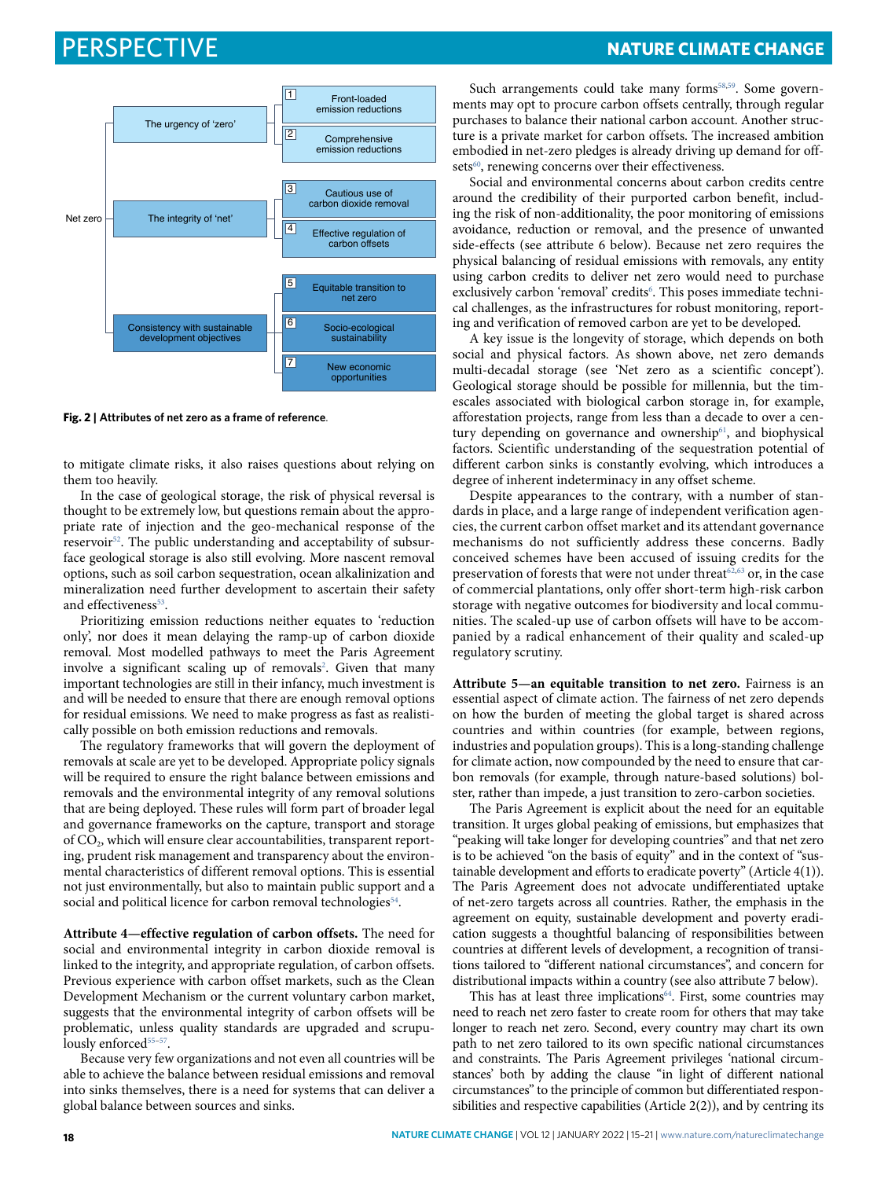Net zero

- The urgency of 'zero'
  - 1 Front-loaded emission reductions
  - 2 Comprehensive emission reductions
- The integrity of 'net'
  - 3 Cautious use of carbon dioxide removal
  - 4 Effective regulation of carbon offsets
- Consistency with sustainable development objectives
  - 5 Equitable transition to net zero
  - 6 Socio-ecological sustainability
  - 7 New economic opportunities

**Fig. 2 | Attributes of net zero as a frame of reference.**

to mitigate climate risks, it also raises questions about relying on them too heavily.

In the case of geological storage, the risk of physical reversal is thought to be extremely low, but questions remain about the appropriate rate of injection and the geo-mechanical response of the reservoir[52]. The public understanding and acceptability of subsurface geological storage is also still evolving. More nascent removal options, such as soil carbon sequestration, ocean alkalinization and mineralization need further development to ascertain their safety and effectiveness[53].

Prioritizing emission reductions neither equates to 'reduction only', nor does it mean delaying the ramp-up of carbon dioxide removal. Most modelled pathways to meet the Paris Agreement involve a significant scaling up of removals[2]. Given that many important technologies are still in their infancy, much investment is and will be needed to ensure that there are enough removal options for residual emissions. We need to make progress as fast as realistically possible on both emission reductions and removals.

The regulatory frameworks that will govern the deployment of removals at scale are yet to be developed. Appropriate policy signals will be required to ensure the right balance between emissions and removals and the environmental integrity of any removal solutions that are being deployed. These rules will form part of broader legal and governance frameworks on the capture, transport and storage of $CO_2$, which will ensure clear accountabilities, transparent reporting, prudent risk management and transparency about the environmental characteristics of different removal options. This is essential not just environmentally, but also to maintain public support and a social and political licence for carbon removal technologies[54].

**Attribute 4—effective regulation of carbon offsets.** The need for social and environmental integrity in carbon dioxide removal is linked to the integrity, and appropriate regulation, of carbon offsets. Previous experience with carbon offset markets, such as the Clean Development Mechanism or the current voluntary carbon market, suggests that the environmental integrity of carbon offsets will be problematic, unless quality standards are upgraded and scrupulously enforced[55–57].

Because very few organizations and not even all countries will be able to achieve the balance between residual emissions and removal into sinks themselves, there is a need for systems that can deliver a global balance between sources and sinks.

Such arrangements could take many forms[58,59]. Some governments may opt to procure carbon offsets centrally, through regular purchases to balance their national carbon account. Another structure is a private market for carbon offsets. The increased ambition embodied in net-zero pledges is already driving up demand for offsets[60], renewing concerns over their effectiveness.

Social and environmental concerns about carbon credits centre around the credibility of their purported carbon benefit, including the risk of non-additionality, the poor monitoring of emissions avoidance, reduction or removal, and the presence of unwanted side-effects (see attribute 6 below). Because net zero requires the physical balancing of residual emissions with removals, any entity using carbon credits to deliver net zero would need to purchase exclusively carbon 'removal' credits[6]. This poses immediate technical challenges, as the infrastructures for robust monitoring, reporting and verification of removed carbon are yet to be developed.

A key issue is the longevity of storage, which depends on both social and physical factors. As shown above, net zero demands multi-decadal storage (see 'Net zero as a scientific concept'). Geological storage should be possible for millennia, but the timescales associated with biological carbon storage in, for example, afforestation projects, range from less than a decade to over a century depending on governance and ownership[61], and biophysical factors. Scientific understanding of the sequestration potential of different carbon sinks is constantly evolving, which introduces a degree of inherent indeterminacy in any offset scheme.

Despite appearances to the contrary, with a number of standards in place, and a large range of independent verification agencies, the current carbon offset market and its attendant governance mechanisms do not sufficiently address these concerns. Badly conceived schemes have been accused of issuing credits for the preservation of forests that were not under threat[62,63] or, in the case of commercial plantations, only offer short-term high-risk carbon storage with negative outcomes for biodiversity and local communities. The scaled-up use of carbon offsets will have to be accompanied by a radical enhancement of their quality and scaled-up regulatory scrutiny.

**Attribute 5—an equitable transition to net zero.** Fairness is an essential aspect of climate action. The fairness of net zero depends on how the burden of meeting the global target is shared across countries and within countries (for example, between regions, industries and population groups). This is a long-standing challenge for climate action, now compounded by the need to ensure that carbon removals (for example, through nature-based solutions) bolster, rather than impede, a just transition to zero-carbon societies.

The Paris Agreement is explicit about the need for an equitable transition. It urges global peaking of emissions, but emphasizes that "peaking will take longer for developing countries" and that net zero is to be achieved "on the basis of equity" and in the context of "sustainable development and efforts to eradicate poverty" (Article 4(1)). The Paris Agreement does not advocate undifferentiated uptake of net-zero targets across all countries. Rather, the emphasis in the agreement on equity, sustainable development and poverty eradication suggests a thoughtful balancing of responsibilities between countries at different levels of development, a recognition of transitions tailored to "different national circumstances", and concern for distributional impacts within a country (see also attribute 7 below).

This has at least three implications[64]. First, some countries may need to reach net zero faster to create room for others that may take longer to reach net zero. Second, every country may chart its own path to net zero tailored to its own specific national circumstances and constraints. The Paris Agreement privileges 'national circumstances' both by adding the clause "in light of different national circumstances" to the principle of common but differentiated responsibilities and respective capabilities (Article 2(2)), and by centring its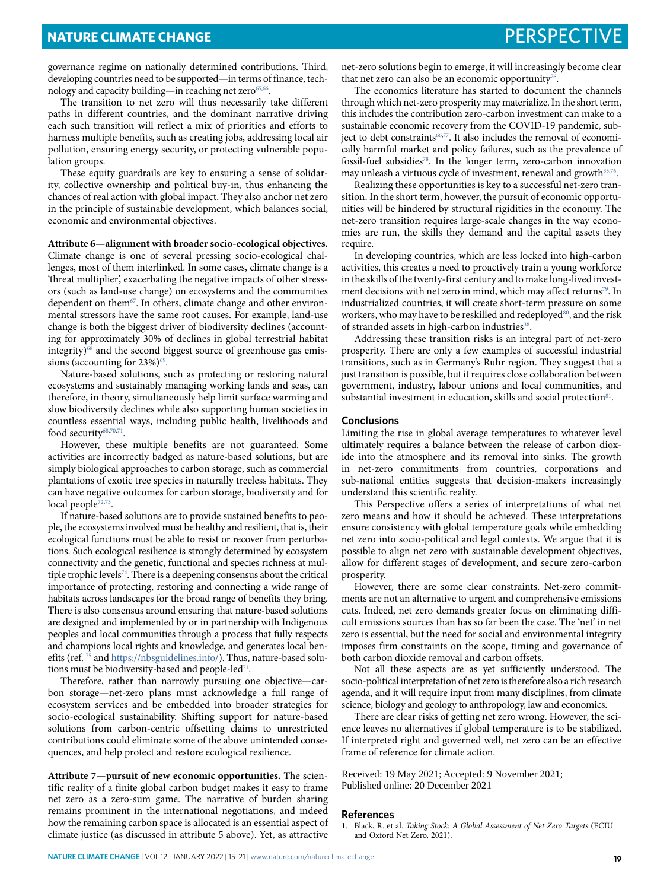governance regime on nationally determined contributions. Third, developing countries need to be supported—in terms of finance, technology and capacity building—in reaching net zero[65,66].

The transition to net zero will thus necessarily take different paths in different countries, and the dominant narrative driving each such transition will reflect a mix of priorities and efforts to harness multiple benefits, such as creating jobs, addressing local air pollution, ensuring energy security, or protecting vulnerable population groups.

These equity guardrails are key to ensuring a sense of solidarity, collective ownership and political buy-in, thus enhancing the chances of real action with global impact. They also anchor net zero in the principle of sustainable development, which balances social, economic and environmental objectives.

**Attribute 6—alignment with broader socio-ecological objectives.** Climate change is one of several pressing socio-ecological challenges, most of them interlinked. In some cases, climate change is a 'threat multiplier', exacerbating the negative impacts of other stressors (such as land-use change) on ecosystems and the communities dependent on them[67]. In others, climate change and other environmental stressors have the same root causes. For example, land-use change is both the biggest driver of biodiversity declines (accounting for approximately 30% of declines in global terrestrial habitat integrity)[68] and the second biggest source of greenhouse gas emissions (accounting for 23%)[69].

Nature-based solutions, such as protecting or restoring natural ecosystems and sustainably managing working lands and seas, can therefore, in theory, simultaneously help limit surface warming and slow biodiversity declines while also supporting human societies in countless essential ways, including public health, livelihoods and food security[68,70,71].

However, these multiple benefits are not guaranteed. Some activities are incorrectly badged as nature-based solutions, but are simply biological approaches to carbon storage, such as commercial plantations of exotic tree species in naturally treeless habitats. They can have negative outcomes for carbon storage, biodiversity and for local people[72,73].

If nature-based solutions are to provide sustained benefits to people, the ecosystems involved must be healthy and resilient, that is, their ecological functions must be able to resist or recover from perturbations. Such ecological resilience is strongly determined by ecosystem connectivity and the genetic, functional and species richness at multiple trophic levels[74]. There is a deepening consensus about the critical importance of protecting, restoring and connecting a wide range of habitats across landscapes for the broad range of benefits they bring. There is also consensus around ensuring that nature-based solutions are designed and implemented by or in partnership with Indigenous peoples and local communities through a process that fully respects and champions local rights and knowledge, and generates local benefits (ref. [75] and https://nbsguidelines.info/). Thus, nature-based solutions must be biodiversity-based and people-led[71].

Therefore, rather than narrowly pursuing one objective—carbon storage—net-zero plans must acknowledge a full range of ecosystem services and be embedded into broader strategies for socio-ecological sustainability. Shifting support for nature-based solutions from carbon-centric offsetting claims to unrestricted contributions could eliminate some of the above unintended consequences, and help protect and restore ecological resilience.

**Attribute 7—pursuit of new economic opportunities.** The scientific reality of a finite global carbon budget makes it easy to frame net zero as a zero-sum game. The narrative of burden sharing remains prominent in the international negotiations, and indeed how the remaining carbon space is allocated is an essential aspect of climate justice (as discussed in attribute 5 above). Yet, as attractive net-zero solutions begin to emerge, it will increasingly become clear that net zero can also be an economic opportunity[76].

The economics literature has started to document the channels through which net-zero prosperity may materialize. In the short term, this includes the contribution zero-carbon investment can make to a sustainable economic recovery from the COVID-19 pandemic, subject to debt constraints[66,77]. It also includes the removal of economically harmful market and policy failures, such as the prevalence of fossil-fuel subsidies[78]. In the longer term, zero-carbon innovation may unleash a virtuous cycle of investment, renewal and growth[35,76].

Realizing these opportunities is key to a successful net-zero transition. In the short term, however, the pursuit of economic opportunities will be hindered by structural rigidities in the economy. The net-zero transition requires large-scale changes in the way economies are run, the skills they demand and the capital assets they require.

In developing countries, which are less locked into high-carbon activities, this creates a need to proactively train a young workforce in the skills of the twenty-first century and to make long-lived investment decisions with net zero in mind, which may affect returns[79]. In industrialized countries, it will create short-term pressure on some workers, who may have to be reskilled and redeployed[80], and the risk of stranded assets in high-carbon industries[38].

Addressing these transition risks is an integral part of net-zero prosperity. There are only a few examples of successful industrial transitions, such as in Germany's Ruhr region. They suggest that a just transition is possible, but it requires close collaboration between government, industry, labour unions and local communities, and substantial investment in education, skills and social protection[81].

## Conclusions

Limiting the rise in global average temperatures to whatever level ultimately requires a balance between the release of carbon dioxide into the atmosphere and its removal into sinks. The growth in net-zero commitments from countries, corporations and sub-national entities suggests that decision-makers increasingly understand this scientific reality.

This Perspective offers a series of interpretations of what net zero means and how it should be achieved. These interpretations ensure consistency with global temperature goals while embedding net zero into socio-political and legal contexts. We argue that it is possible to align net zero with sustainable development objectives, allow for different stages of development, and secure zero-carbon prosperity.

However, there are some clear constraints. Net-zero commitments are not an alternative to urgent and comprehensive emissions cuts. Indeed, net zero demands greater focus on eliminating difficult emissions sources than has so far been the case. The 'net' in net zero is essential, but the need for social and environmental integrity imposes firm constraints on the scope, timing and governance of both carbon dioxide removal and carbon offsets.

Not all these aspects are as yet sufficiently understood. The socio-political interpretation of net zero is therefore also a rich research agenda, and it will require input from many disciplines, from climate science, biology and geology to anthropology, law and economics.

There are clear risks of getting net zero wrong. However, the science leaves no alternatives if global temperature is to be stabilized. If interpreted right and governed well, net zero can be an effective frame of reference for climate action.

Received: 19 May 2021; Accepted: 9 November 2021;
Published online: 20 December 2021

## References

1. Black, R. et al. *Taking Stock: A Global Assessment of Net Zero Targets* (ECIU and Oxford Net Zero, 2021).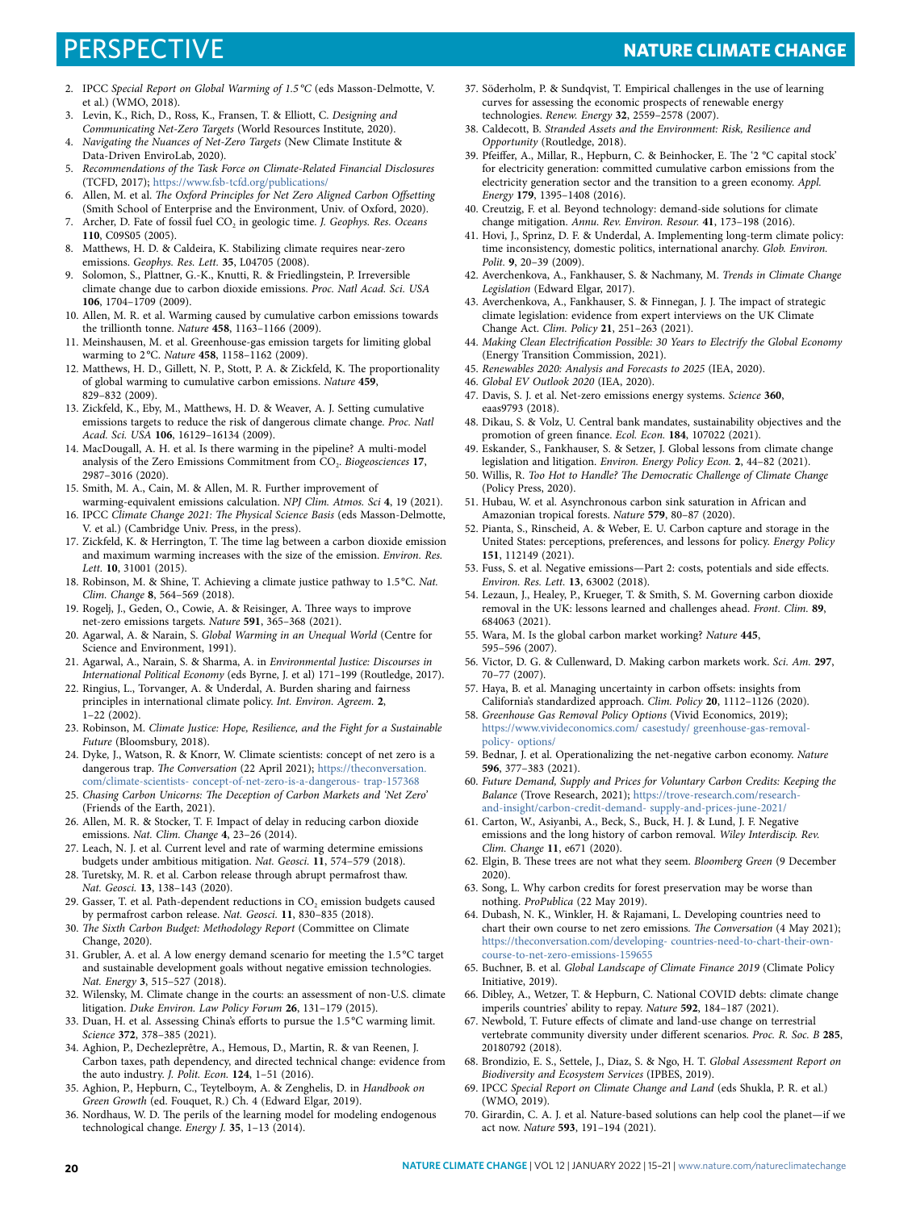2. IPCC *Special Report on Global Warming of 1.5 °C* (eds Masson-Delmotte, V. et al.) (WMO, 2018).
3. Levin, K., Rich, D., Ross, K., Fransen, T. & Elliott, C. *Designing and Communicating Net-Zero Targets* (World Resources Institute, 2020).
4. *Navigating the Nuances of Net-Zero Targets* (New Climate Institute & Data-Driven EnviroLab, 2020).
5. *Recommendations of the Task Force on Climate-Related Financial Disclosures* (TCFD, 2017); https://www.fsb-tcfd.org/publications/
6. Allen, M. et al. *The Oxford Principles for Net Zero Aligned Carbon Offsetting* (Smith School of Enterprise and the Environment, Univ. of Oxford, 2020).
7. Archer, D. Fate of fossil fuel $CO_2$ in geologic time. *J. Geophys. Res. Oceans* **110**, C09S05 (2005).
8. Matthews, H. D. & Caldeira, K. Stabilizing climate requires near-zero emissions. *Geophys. Res. Lett.* **35**, L04705 (2008).
9. Solomon, S., Plattner, G.-K., Knutti, R. & Friedlingstein, P. Irreversible climate change due to carbon dioxide emissions. *Proc. Natl Acad. Sci. USA* **106**, 1704–1709 (2009).
10. Allen, M. R. et al. Warming caused by cumulative carbon emissions towards the trillionth tonne. *Nature* **458**, 1163–1166 (2009).
11. Meinshausen, M. et al. Greenhouse-gas emission targets for limiting global warming to 2 °C. *Nature* **458**, 1158–1162 (2009).
12. Matthews, H. D., Gillett, N. P., Stott, P. A. & Zickfeld, K. The proportionality of global warming to cumulative carbon emissions. *Nature* **459**, 829–832 (2009).
13. Zickfeld, K., Eby, M., Matthews, H. D. & Weaver, A. J. Setting cumulative emissions targets to reduce the risk of dangerous climate change. *Proc. Natl Acad. Sci. USA* **106**, 16129–16134 (2009).
14. MacDougall, A. H. et al. Is there warming in the pipeline? A multi-model analysis of the Zero Emissions Commitment from $CO_2$. *Biogeosciences* **17**, 2987–3016 (2020).
15. Smith, M. A., Cain, M. & Allen, M. R. Further improvement of warming-equivalent emissions calculation. *NPJ Clim. Atmos. Sci* **4**, 19 (2021).
16. IPCC *Climate Change 2021: The Physical Science Basis* (eds Masson-Delmotte, V. et al.) (Cambridge Univ. Press, in the press).
17. Zickfeld, K. & Herrington, T. The time lag between a carbon dioxide emission and maximum warming increases with the size of the emission. *Environ. Res. Lett.* **10**, 31001 (2015).
18. Robinson, M. & Shine, T. Achieving a climate justice pathway to 1.5 °C. *Nat. Clim. Change* **8**, 564–569 (2018).
19. Rogelj, J., Geden, O., Cowie, A. & Reisinger, A. Three ways to improve net-zero emissions targets. *Nature* **591**, 365–368 (2021).
20. Agarwal, A. & Narain, S. *Global Warming in an Unequal World* (Centre for Science and Environment, 1991).
21. Agarwal, A., Narain, S. & Sharma, A. in *Environmental Justice: Discourses in International Political Economy* (eds Byrne, J. et al) 171–199 (Routledge, 2017).
22. Ringius, L., Torvanger, A. & Underdal, A. Burden sharing and fairness principles in international climate policy. *Int. Environ. Agreem.* **2**, 1–22 (2002).
23. Robinson, M. *Climate Justice: Hope, Resilience, and the Fight for a Sustainable Future* (Bloomsbury, 2018).
24. Dyke, J., Watson, R. & Knorr, W. Climate scientists: concept of net zero is a dangerous trap. *The Conversation* (22 April 2021); https://theconversation.com/climate-scientists- concept-of-net-zero-is-a-dangerous- trap-157368
25. *Chasing Carbon Unicorns: The Deception of Carbon Markets and 'Net Zero'* (Friends of the Earth, 2021).
26. Allen, M. R. & Stocker, T. F. Impact of delay in reducing carbon dioxide emissions. *Nat. Clim. Change* **4**, 23–26 (2014).
27. Leach, N. J. et al. Current level and rate of warming determine emissions budgets under ambitious mitigation. *Nat. Geosci.* **11**, 574–579 (2018).
28. Turetsky, M. R. et al. Carbon release through abrupt permafrost thaw. *Nat. Geosci.* **13**, 138–143 (2020).
29. Gasser, T. et al. Path-dependent reductions in $CO_2$ emission budgets caused by permafrost carbon release. *Nat. Geosci.* **11**, 830–835 (2018).
30. *The Sixth Carbon Budget: Methodology Report* (Committee on Climate Change, 2020).
31. Grubler, A. et al. A low energy demand scenario for meeting the 1.5 °C target and sustainable development goals without negative emission technologies. *Nat. Energy* **3**, 515–527 (2018).
32. Wilensky, M. Climate change in the courts: an assessment of non-U.S. climate litigation. *Duke Environ. Law Policy Forum* **26**, 131–179 (2015).
33. Duan, H. et al. Assessing China's efforts to pursue the 1.5 °C warming limit. *Science* **372**, 378–385 (2021).
34. Aghion, P., Dechezleprêtre, A., Hemous, D., Martin, R. & van Reenen, J. Carbon taxes, path dependency, and directed technical change: evidence from the auto industry. *J. Polit. Econ.* **124**, 1–51 (2016).
35. Aghion, P., Hepburn, C., Teytelboym, A. & Zenghelis, D. in *Handbook on Green Growth* (ed. Fouquet, R.) Ch. 4 (Edward Elgar, 2019).
36. Nordhaus, W. D. The perils of the learning model for modeling endogenous technological change. *Energy J.* **35**, 1–13 (2014).
37. Söderholm, P. & Sundqvist, T. Empirical challenges in the use of learning curves for assessing the economic prospects of renewable energy technologies. *Renew. Energy* **32**, 2559–2578 (2007).
38. Caldecott, B. *Stranded Assets and the Environment: Risk, Resilience and Opportunity* (Routledge, 2018).
39. Pfeiffer, A., Millar, R., Hepburn, C. & Beinhocker, E. The '2 °C capital stock' for electricity generation: committed cumulative carbon emissions from the electricity generation sector and the transition to a green economy. *Appl. Energy* **179**, 1395–1408 (2016).
40. Creutzig, F. et al. Beyond technology: demand-side solutions for climate change mitigation. *Annu. Rev. Environ. Resour.* **41**, 173–198 (2016).
41. Hovi, J., Sprinz, D. F. & Underdal, A. Implementing long-term climate policy: time inconsistency, domestic politics, international anarchy. *Glob. Environ. Polit.* **9**, 20–39 (2009).
42. Averchenkova, A., Fankhauser, S. & Nachmany, M. *Trends in Climate Change Legislation* (Edward Elgar, 2017).
43. Averchenkova, A., Fankhauser, S. & Finnegan, J. J. The impact of strategic climate legislation: evidence from expert interviews on the UK Climate Change Act. *Clim. Policy* **21**, 251–263 (2021).
44. *Making Clean Electrification Possible: 30 Years to Electrify the Global Economy* (Energy Transition Commission, 2021).
45. *Renewables 2020: Analysis and Forecasts to 2025* (IEA, 2020).
46. *Global EV Outlook 2020* (IEA, 2020).
47. Davis, S. J. et al. Net-zero emissions energy systems. *Science* **360**, eaas9793 (2018).
48. Dikau, S. & Volz, U. Central bank mandates, sustainability objectives and the promotion of green finance. *Ecol. Econ.* **184**, 107022 (2021).
49. Eskander, S., Fankhauser, S. & Setzer, J. Global lessons from climate change legislation and litigation. *Environ. Energy Policy Econ.* **2**, 44–82 (2021).
50. Willis, R. *Too Hot to Handle? The Democratic Challenge of Climate Change* (Policy Press, 2020).
51. Hubau, W. et al. Asynchronous carbon sink saturation in African and Amazonian tropical forests. *Nature* **579**, 80–87 (2020).
52. Pianta, S., Rinscheid, A. & Weber, E. U. Carbon capture and storage in the United States: perceptions, preferences, and lessons for policy. *Energy Policy* **151**, 112149 (2021).
53. Fuss, S. et al. Negative emissions—Part 2: costs, potentials and side effects. *Environ. Res. Lett.* **13**, 63002 (2018).
54. Lezaun, J., Healey, P., Krueger, T. & Smith, S. M. Governing carbon dioxide removal in the UK: lessons learned and challenges ahead. *Front. Clim.* **89**, 684063 (2021).
55. Wara, M. Is the global carbon market working? *Nature* **445**, 595–596 (2007).
56. Victor, D. G. & Cullenward, D. Making carbon markets work. *Sci. Am.* **297**, 70–77 (2007).
57. Haya, B. et al. Managing uncertainty in carbon offsets: insights from California's standardized approach. *Clim. Policy* **20**, 1112–1126 (2020).
58. *Greenhouse Gas Removal Policy Options* (Vivid Economics, 2019); https://www.vivideconomics.com/ casestudy/ greenhouse-gas-removal-policy- options/
59. Bednar, J. et al. Operationalizing the net-negative carbon economy. *Nature* **596**, 377–383 (2021).
60. *Future Demand, Supply and Prices for Voluntary Carbon Credits: Keeping the Balance* (Trove Research, 2021); https://trove-research.com/research-and-insight/carbon-credit-demand- supply-and-prices-june-2021/
61. Carton, W., Asiyanbi, A., Beck, S., Buck, H. J. & Lund, J. F. Negative emissions and the long history of carbon removal. *Wiley Interdiscip. Rev. Clim. Change* **11**, e671 (2020).
62. Elgin, B. These trees are not what they seem. *Bloomberg Green* (9 December 2020).
63. Song, L. Why carbon credits for forest preservation may be worse than nothing. *ProPublica* (22 May 2019).
64. Dubash, N. K., Winkler, H. & Rajamani, L. Developing countries need to chart their own course to net zero emissions. *The Conversation* (4 May 2021); https://theconversation.com/developing- countries-need-to-chart-their-own-course-to-net-zero-emissions-159655
65. Buchner, B. et al. *Global Landscape of Climate Finance 2019* (Climate Policy Initiative, 2019).
66. Dibley, A., Wetzer, T. & Hepburn, C. National COVID debts: climate change imperils countries' ability to repay. *Nature* **592**, 184–187 (2021).
67. Newbold, T. Future effects of climate and land-use change on terrestrial vertebrate community diversity under different scenarios. *Proc. R. Soc. B* **285**, 20180792 (2018).
68. Brondizio, E. S., Settele, J., Diaz, S. & Ngo, H. T. *Global Assessment Report on Biodiversity and Ecosystem Services* (IPBES, 2019).
69. IPCC *Special Report on Climate Change and Land* (eds Shukla, P. R. et al.) (WMO, 2019).
70. Girardin, C. A. J. et al. Nature-based solutions can help cool the planet—if we act now. *Nature* **593**, 191–194 (2021).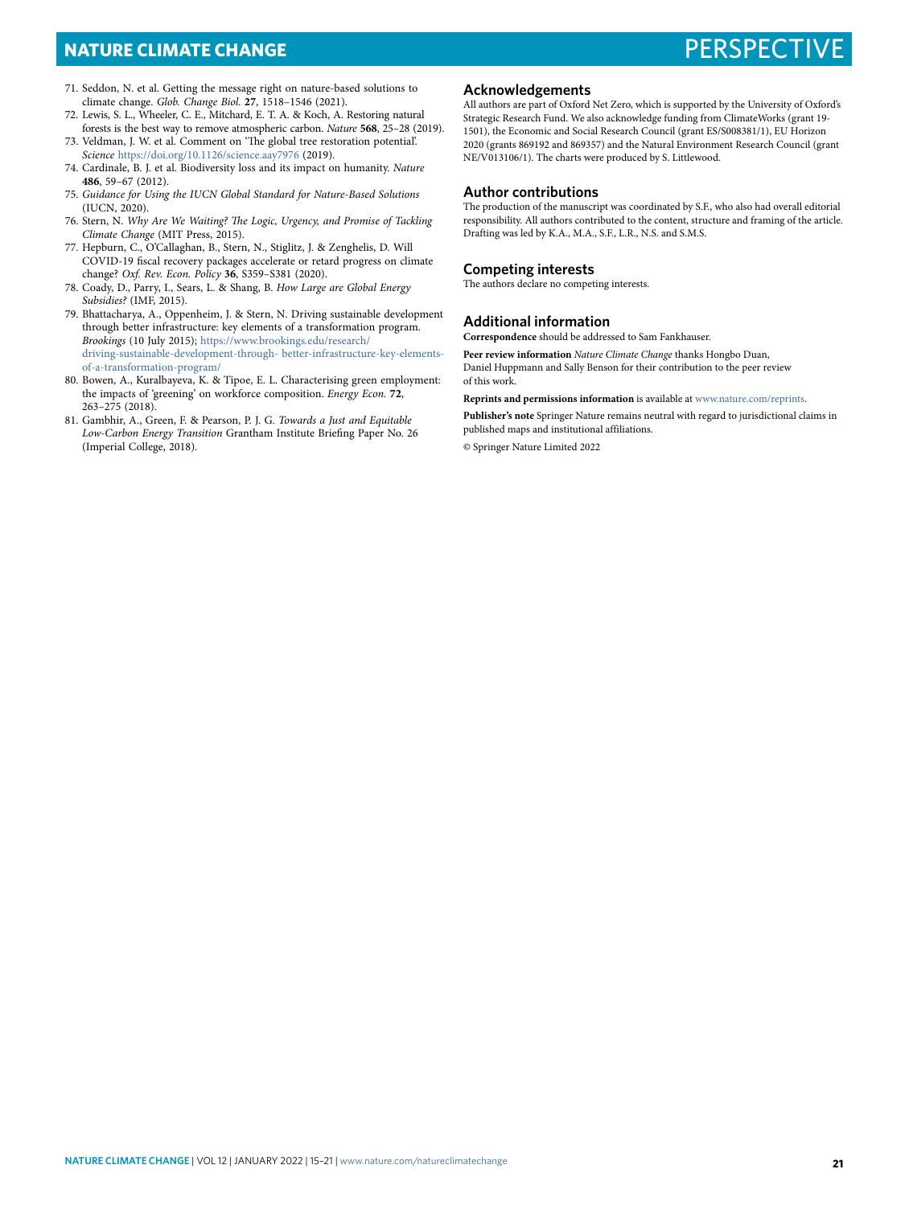71. Seddon, N. et al. Getting the message right on nature-based solutions to climate change. *Glob. Change Biol.* **27**, 1518–1546 (2021).
72. Lewis, S. L., Wheeler, C. E., Mitchard, E. T. A. & Koch, A. Restoring natural forests is the best way to remove atmospheric carbon. *Nature* **568**, 25–28 (2019).
73. Veldman, J. W. et al. Comment on 'The global tree restoration potential'. *Science* https://doi.org/10.1126/science.aay7976 (2019).
74. Cardinale, B. J. et al. Biodiversity loss and its impact on humanity. *Nature* **486**, 59–67 (2012).
75. *Guidance for Using the IUCN Global Standard for Nature-Based Solutions* (IUCN, 2020).
76. Stern, N. *Why Are We Waiting? The Logic, Urgency, and Promise of Tackling Climate Change* (MIT Press, 2015).
77. Hepburn, C., O'Callaghan, B., Stern, N., Stiglitz, J. & Zenghelis, D. Will COVID-19 fiscal recovery packages accelerate or retard progress on climate change? *Oxf. Rev. Econ. Policy* **36**, S359–S381 (2020).
78. Coady, D., Parry, I., Sears, L. & Shang, B. *How Large are Global Energy Subsidies?* (IMF, 2015).
79. Bhattacharya, A., Oppenheim, J. & Stern, N. Driving sustainable development through better infrastructure: key elements of a transformation program. *Brookings* (10 July 2015); https://www.brookings.edu/research/driving-sustainable-development-through- better-infrastructure-key-elements-of-a-transformation-program/
80. Bowen, A., Kuralbayeva, K. & Tipoe, E. L. Characterising green employment: the impacts of 'greening' on workforce composition. *Energy Econ.* **72**, 263–275 (2018).
81. Gambhir, A., Green, F. & Pearson, P. J. G. *Towards a Just and Equitable Low-Carbon Energy Transition* Grantham Institute Briefing Paper No. 26 (Imperial College, 2018).

## Acknowledgements

All authors are part of Oxford Net Zero, which is supported by the University of Oxford's Strategic Research Fund. We also acknowledge funding from ClimateWorks (grant 19-1501), the Economic and Social Research Council (grant ES/S008381/1), EU Horizon 2020 (grants 869192 and 869357) and the Natural Environment Research Council (grant NE/V013106/1). The charts were produced by S. Littlewood.

## Author contributions

The production of the manuscript was coordinated by S.F., who also had overall editorial responsibility. All authors contributed to the content, structure and framing of the article. Drafting was led by K.A., M.A., S.F., L.R., N.S. and S.M.S.

## Competing interests

The authors declare no competing interests.

## Additional information

**Correspondence** should be addressed to Sam Fankhauser.

**Peer review information** *Nature Climate Change* thanks Hongbo Duan, Daniel Huppmann and Sally Benson for their contribution to the peer review of this work.

**Reprints and permissions information** is available at www.nature.com/reprints.

**Publisher's note** Springer Nature remains neutral with regard to jurisdictional claims in published maps and institutional affiliations.

© Springer Nature Limited 2022